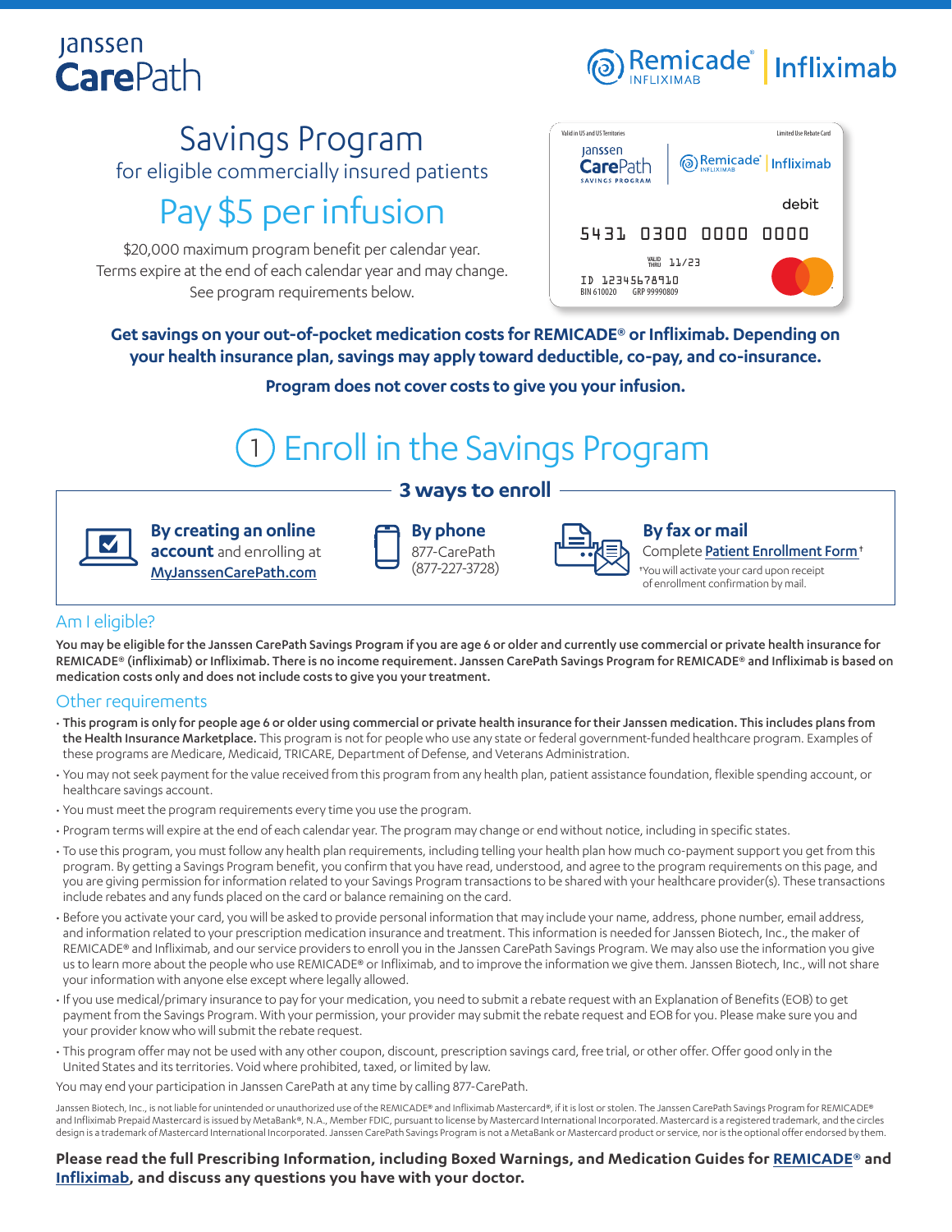Janssen **Care**Path

Remicade® INFLIXIMAB | Infliximab

# Savings Program

for eligible commercially insured patients

## Pay $5 per infusion

$20,000 maximum program benefit per calendar year.
Terms expire at the end of each calendar year and may change.
See program requirements below.

Valid in US and US Territories — Limited Use Rebate Card
Janssen CarePath SAVINGS PROGRAM | Remicade® INFLIXIMAB | Infliximab
debit
5431 0300 0000 0000
VALID THRU 11/23
ID 12345678910
BIN 610020 GRP 99990809

**Get savings on your out-of-pocket medication costs for REMICADE® or Infliximab. Depending on your health insurance plan, savings may apply toward deductible, co-pay, and co-insurance.**

**Program does not cover costs to give you your infusion.**

## 1 Enroll in the Savings Program

### 3 ways to enroll

**By creating an online account** and enrolling at MyJanssenCarePath.com

**By phone**
877-CarePath
(877-227-3728)

**By fax or mail**
Complete Patient Enrollment Form†
†You will activate your card upon receipt of enrollment confirmation by mail.

### Am I eligible?

**You may be eligible for the Janssen CarePath Savings Program if you are age 6 or older and currently use commercial or private health insurance for REMICADE® (infliximab) or Infliximab. There is no income requirement. Janssen CarePath Savings Program for REMICADE® and Infliximab is based on medication costs only and does not include costs to give you your treatment.**

### Other requirements

- **This program is only for people age 6 or older using commercial or private health insurance for their Janssen medication. This includes plans from the Health Insurance Marketplace.** This program is not for people who use any state or federal government-funded healthcare program. Examples of these programs are Medicare, Medicaid, TRICARE, Department of Defense, and Veterans Administration.
- You may not seek payment for the value received from this program from any health plan, patient assistance foundation, flexible spending account, or healthcare savings account.
- You must meet the program requirements every time you use the program.
- Program terms will expire at the end of each calendar year. The program may change or end without notice, including in specific states.
- To use this program, you must follow any health plan requirements, including telling your health plan how much co-payment support you get from this program. By getting a Savings Program benefit, you confirm that you have read, understood, and agree to the program requirements on this page, and you are giving permission for information related to your Savings Program transactions to be shared with your healthcare provider(s). These transactions include rebates and any funds placed on the card or balance remaining on the card.
- Before you activate your card, you will be asked to provide personal information that may include your name, address, phone number, email address, and information related to your prescription medication insurance and treatment. This information is needed for Janssen Biotech, Inc., the maker of REMICADE® and Infliximab, and our service providers to enroll you in the Janssen CarePath Savings Program. We may also use the information you give us to learn more about the people who use REMICADE® or Infliximab, and to improve the information we give them. Janssen Biotech, Inc., will not share your information with anyone else except where legally allowed.
- If you use medical/primary insurance to pay for your medication, you need to submit a rebate request with an Explanation of Benefits (EOB) to get payment from the Savings Program. With your permission, your provider may submit the rebate request and EOB for you. Please make sure you and your provider know who will submit the rebate request.
- This program offer may not be used with any other coupon, discount, prescription savings card, free trial, or other offer. Offer good only in the United States and its territories. Void where prohibited, taxed, or limited by law.

You may end your participation in Janssen CarePath at any time by calling 877-CarePath.

Janssen Biotech, Inc., is not liable for unintended or unauthorized use of the REMICADE® and Infliximab Mastercard®, if it is lost or stolen. The Janssen CarePath Savings Program for REMICADE® and Infliximab Prepaid Mastercard is issued by MetaBank®, N.A., Member FDIC, pursuant to license by Mastercard International Incorporated. Mastercard is a registered trademark, and the circles design is a trademark of Mastercard International Incorporated. Janssen CarePath Savings Program is not a MetaBank or Mastercard product or service, nor is the optional offer endorsed by them.

**Please read the full Prescribing Information, including Boxed Warnings, and Medication Guides for REMICADE® and Infliximab, and discuss any questions you have with your doctor.**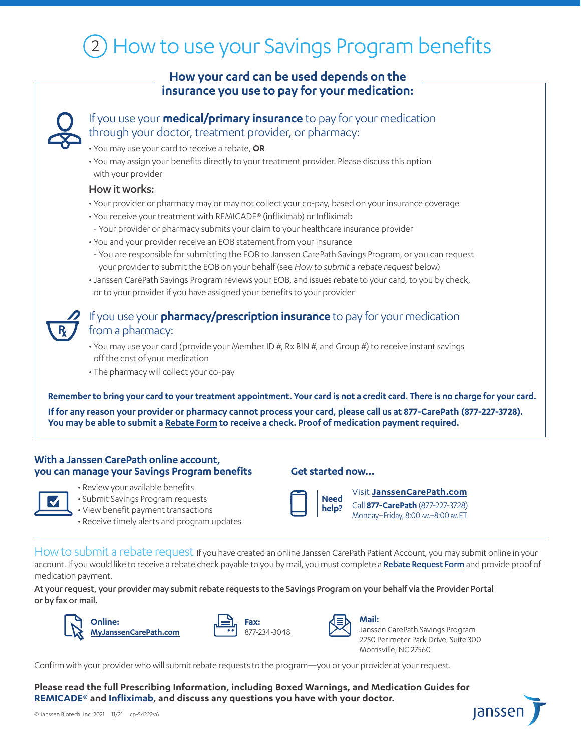# 2 How to use your Savings Program benefits

## How your card can be used depends on the insurance you use to pay for your medication:

### If you use your **medical/primary insurance** to pay for your medication through your doctor, treatment provider, or pharmacy:

- You may use your card to receive a rebate, **OR**
- You may assign your benefits directly to your treatment provider. Please discuss this option with your provider

**How it works:**

- Your provider or pharmacy may or may not collect your co-pay, based on your insurance coverage
- You receive your treatment with REMICADE® (infliximab) or Infliximab
  - Your provider or pharmacy submits your claim to your healthcare insurance provider
- You and your provider receive an EOB statement from your insurance
  - You are responsible for submitting the EOB to Janssen CarePath Savings Program, or you can request your provider to submit the EOB on your behalf (see *How to submit a rebate request* below)
- Janssen CarePath Savings Program reviews your EOB, and issues rebate to your card, to you by check, or to your provider if you have assigned your benefits to your provider

### If you use your **pharmacy/prescription insurance** to pay for your medication from a pharmacy:

- You may use your card (provide your Member ID #, Rx BIN #, and Group #) to receive instant savings off the cost of your medication
- The pharmacy will collect your co-pay

**Remember to bring your card to your treatment appointment. Your card is not a credit card. There is no charge for your card.**

**If for any reason your provider or pharmacy cannot process your card, please call us at 877-CarePath (877-227-3728). You may be able to submit a Rebate Form to receive a check. Proof of medication payment required.**

### With a Janssen CarePath online account, you can manage your Savings Program benefits

- Review your available benefits
- Submit Savings Program requests
- View benefit payment transactions
- Receive timely alerts and program updates

### Get started now...

**Need help?**

Visit **JanssenCarePath.com**

Call **877-CarePath** (877-227-3728)

Monday–Friday, 8:00 AM–8:00 PM ET

## How to submit a rebate request

If you have created an online Janssen CarePath Patient Account, you may submit online in your account. If you would like to receive a rebate check payable to you by mail, you must complete a Rebate Request Form and provide proof of medication payment.

**At your request, your provider may submit rebate requests to the Savings Program on your behalf via the Provider Portal or by fax or mail.**

**Online:** MyJanssenCarePath.com

**Fax:** 877-234-3048

**Mail:**
Janssen CarePath Savings Program
2250 Perimeter Park Drive, Suite 300
Morrisville, NC 27560

Confirm with your provider who will submit rebate requests to the program—you or your provider at your request.

**Please read the full Prescribing Information, including Boxed Warnings, and Medication Guides for REMICADE® and Infliximab, and discuss any questions you have with your doctor.**

© Janssen Biotech, Inc. 2021 11/21 cp-54222v6

janssen